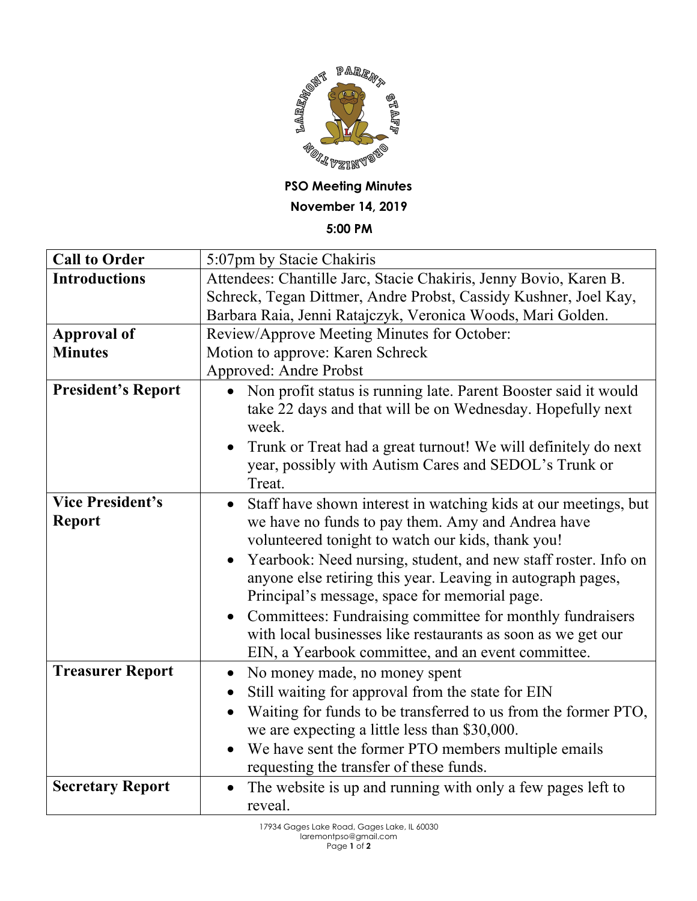**PSO Meeting Minutes**

**November 14, 2019**

**5:00 PM**

| **Call to Order** | 5:07pm by Stacie Chakiris |
|---|---|
| **Introductions** | Attendees: Chantille Jarc, Stacie Chakiris, Jenny Bovio, Karen B. Schreck, Tegan Dittmer, Andre Probst, Cassidy Kushner, Joel Kay, Barbara Raia, Jenni Ratajczyk, Veronica Woods, Mari Golden. |
| **Approval of Minutes** | Review/Approve Meeting Minutes for October:<br>Motion to approve: Karen Schreck<br>Approved: Andre Probst |
| **President's Report** | • Non profit status is running late. Parent Booster said it would take 22 days and that will be on Wednesday. Hopefully next week.<br>• Trunk or Treat had a great turnout! We will definitely do next year, possibly with Autism Cares and SEDOL's Trunk or Treat. |
| **Vice President's Report** | • Staff have shown interest in watching kids at our meetings, but we have no funds to pay them. Amy and Andrea have volunteered tonight to watch our kids, thank you!<br>• Yearbook: Need nursing, student, and new staff roster. Info on anyone else retiring this year. Leaving in autograph pages, Principal's message, space for memorial page.<br>• Committees: Fundraising committee for monthly fundraisers with local businesses like restaurants as soon as we get our EIN, a Yearbook committee, and an event committee. |
| **Treasurer Report** | • No money made, no money spent<br>• Still waiting for approval from the state for EIN<br>• Waiting for funds to be transferred to us from the former PTO, we are expecting a little less than $30,000.<br>• We have sent the former PTO members multiple emails requesting the transfer of these funds. |
| **Secretary Report** | • The website is up and running with only a few pages left to reveal. |

17934 Gages Lake Road, Gages Lake, IL 60030
laremontpso@gmail.com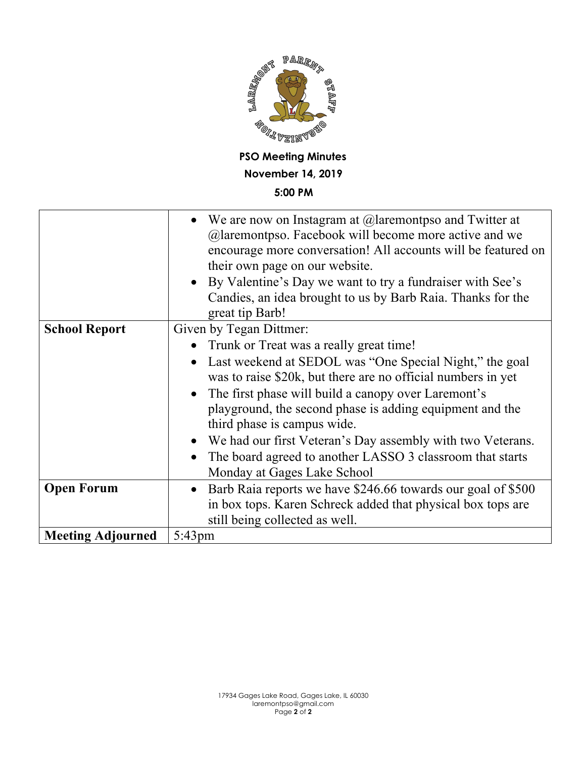**PSO Meeting Minutes**

**November 14, 2019**

**5:00 PM**

| | |
|---|---|
| | • We are now on Instagram at @laremontpso and Twitter at @laremontpso. Facebook will become more active and we encourage more conversation! All accounts will be featured on their own page on our website.<br>• By Valentine's Day we want to try a fundraiser with See's Candies, an idea brought to us by Barb Raia. Thanks for the great tip Barb! |
| **School Report** | Given by Tegan Dittmer:<br>• Trunk or Treat was a really great time!<br>• Last weekend at SEDOL was "One Special Night," the goal was to raise $20k, but there are no official numbers in yet<br>• The first phase will build a canopy over Laremont's playground, the second phase is adding equipment and the third phase is campus wide.<br>• We had our first Veteran's Day assembly with two Veterans.<br>• The board agreed to another LASSO 3 classroom that starts Monday at Gages Lake School |
| **Open Forum** | • Barb Raia reports we have $246.66 towards our goal of $500 in box tops. Karen Schreck added that physical box tops are still being collected as well. |
| **Meeting Adjourned** | 5:43pm |

17934 Gages Lake Road, Gages Lake, IL 60030
laremontpso@gmail.com